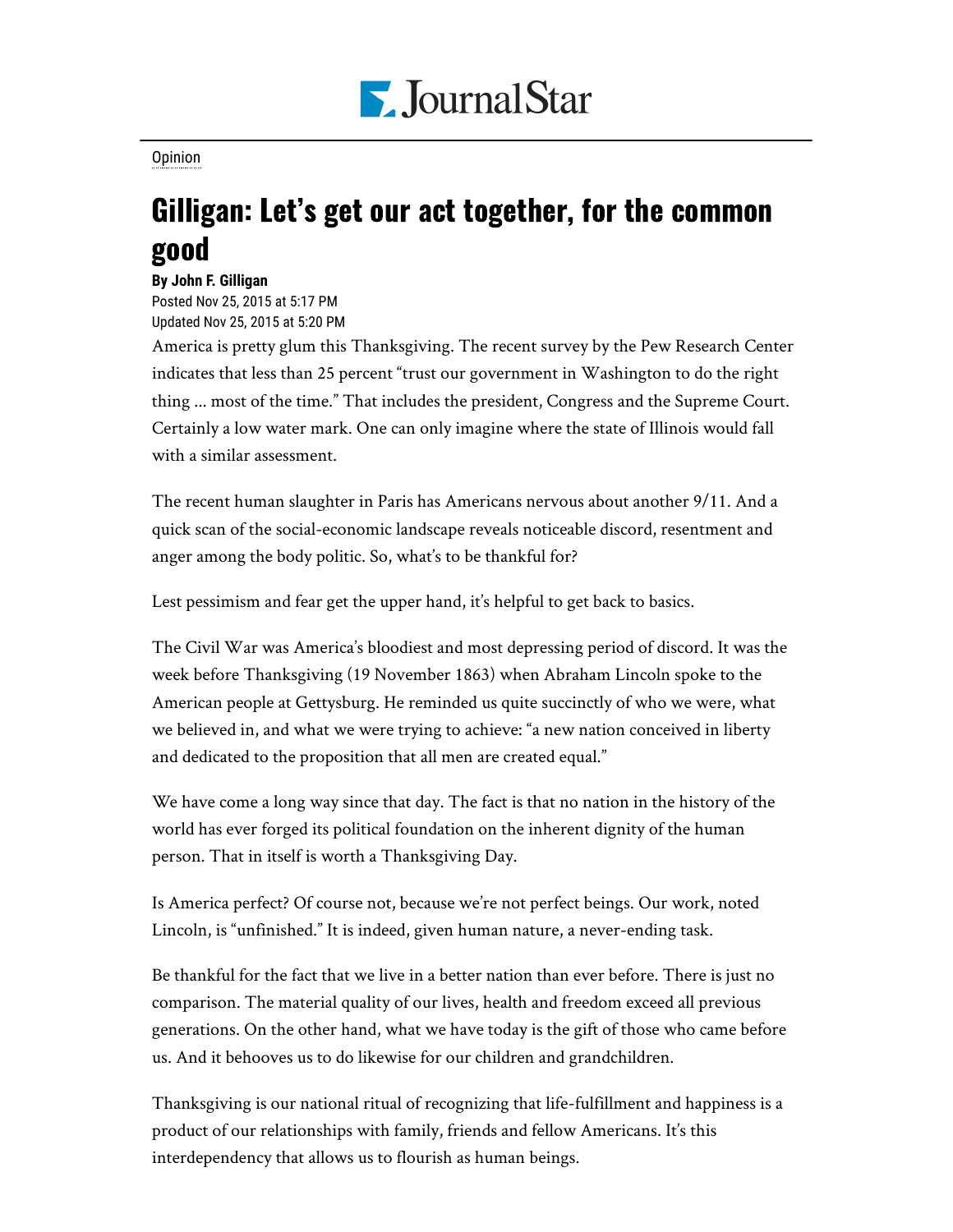Opinion

# Gilligan: Let's get our act together, for the common good

**By John F. Gilligan**

Posted Nov 25, 2015 at 5:17 PM
Updated Nov 25, 2015 at 5:20 PM

America is pretty glum this Thanksgiving. The recent survey by the Pew Research Center indicates that less than 25 percent "trust our government in Washington to do the right thing ... most of the time." That includes the president, Congress and the Supreme Court. Certainly a low water mark. One can only imagine where the state of Illinois would fall with a similar assessment.

The recent human slaughter in Paris has Americans nervous about another 9/11. And a quick scan of the social-economic landscape reveals noticeable discord, resentment and anger among the body politic. So, what's to be thankful for?

Lest pessimism and fear get the upper hand, it's helpful to get back to basics.

The Civil War was America's bloodiest and most depressing period of discord. It was the week before Thanksgiving (19 November 1863) when Abraham Lincoln spoke to the American people at Gettysburg. He reminded us quite succinctly of who we were, what we believed in, and what we were trying to achieve: "a new nation conceived in liberty and dedicated to the proposition that all men are created equal."

We have come a long way since that day. The fact is that no nation in the history of the world has ever forged its political foundation on the inherent dignity of the human person. That in itself is worth a Thanksgiving Day.

Is America perfect? Of course not, because we're not perfect beings. Our work, noted Lincoln, is "unfinished." It is indeed, given human nature, a never-ending task.

Be thankful for the fact that we live in a better nation than ever before. There is just no comparison. The material quality of our lives, health and freedom exceed all previous generations. On the other hand, what we have today is the gift of those who came before us. And it behooves us to do likewise for our children and grandchildren.

Thanksgiving is our national ritual of recognizing that life-fulfillment and happiness is a product of our relationships with family, friends and fellow Americans. It's this interdependency that allows us to flourish as human beings.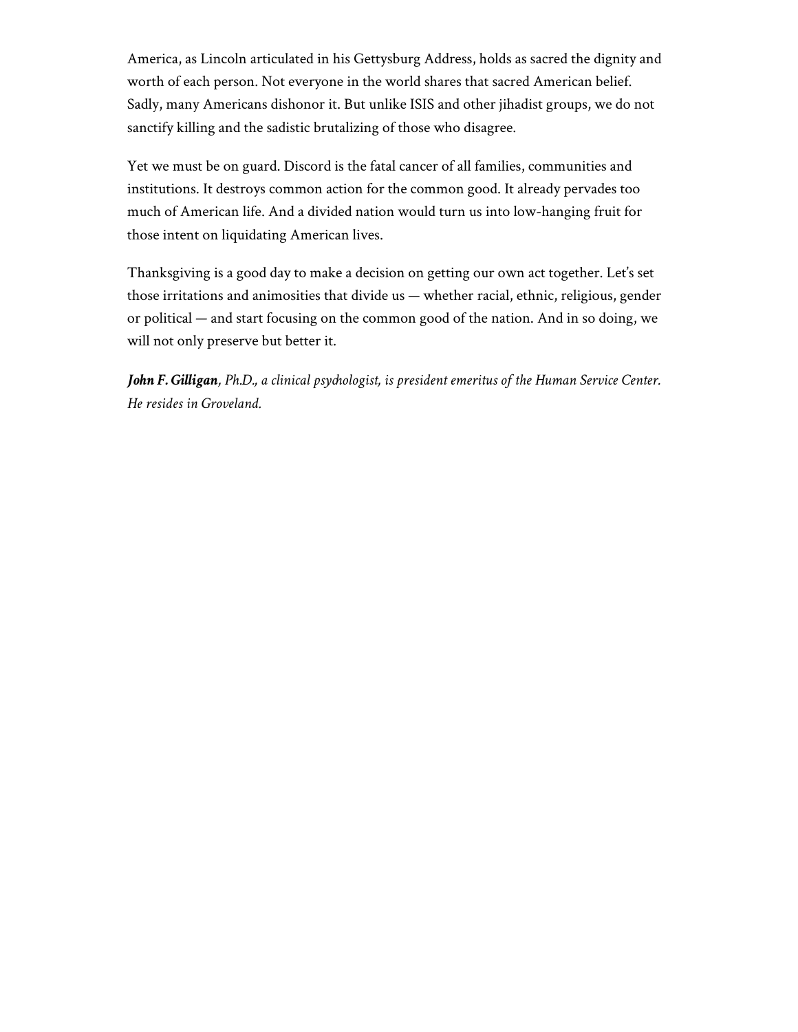America, as Lincoln articulated in his Gettysburg Address, holds as sacred the dignity and worth of each person. Not everyone in the world shares that sacred American belief. Sadly, many Americans dishonor it. But unlike ISIS and other jihadist groups, we do not sanctify killing and the sadistic brutalizing of those who disagree.

Yet we must be on guard. Discord is the fatal cancer of all families, communities and institutions. It destroys common action for the common good. It already pervades too much of American life. And a divided nation would turn us into low-hanging fruit for those intent on liquidating American lives.

Thanksgiving is a good day to make a decision on getting our own act together. Let's set those irritations and animosities that divide us — whether racial, ethnic, religious, gender or political — and start focusing on the common good of the nation. And in so doing, we will not only preserve but better it.

***John F. Gilligan****, Ph.D., a clinical psychologist, is president emeritus of the Human Service Center. He resides in Groveland.*